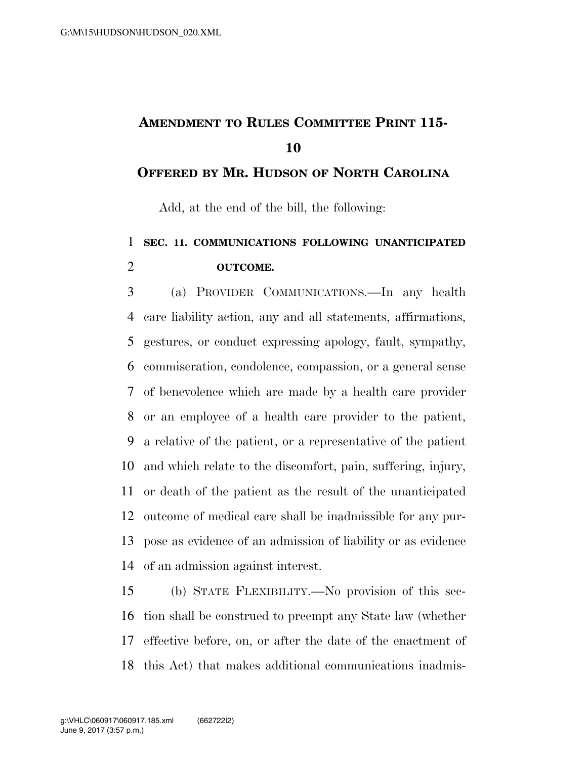# AMENDMENT TO RULES COMMITTEE PRINT 115-10

## OFFERED BY MR. HUDSON OF NORTH CAROLINA

Add, at the end of the bill, the following:

**SEC. 11. COMMUNICATIONS FOLLOWING UNANTICIPATED OUTCOME.**

(a) PROVIDER COMMUNICATIONS.—In any health care liability action, any and all statements, affirmations, gestures, or conduct expressing apology, fault, sympathy, commiseration, condolence, compassion, or a general sense of benevolence which are made by a health care provider or an employee of a health care provider to the patient, a relative of the patient, or a representative of the patient and which relate to the discomfort, pain, suffering, injury, or death of the patient as the result of the unanticipated outcome of medical care shall be inadmissible for any purpose as evidence of an admission of liability or as evidence of an admission against interest.

(b) STATE FLEXIBILITY.—No provision of this section shall be construed to preempt any State law (whether effective before, on, or after the date of the enactment of this Act) that makes additional communications inadmis-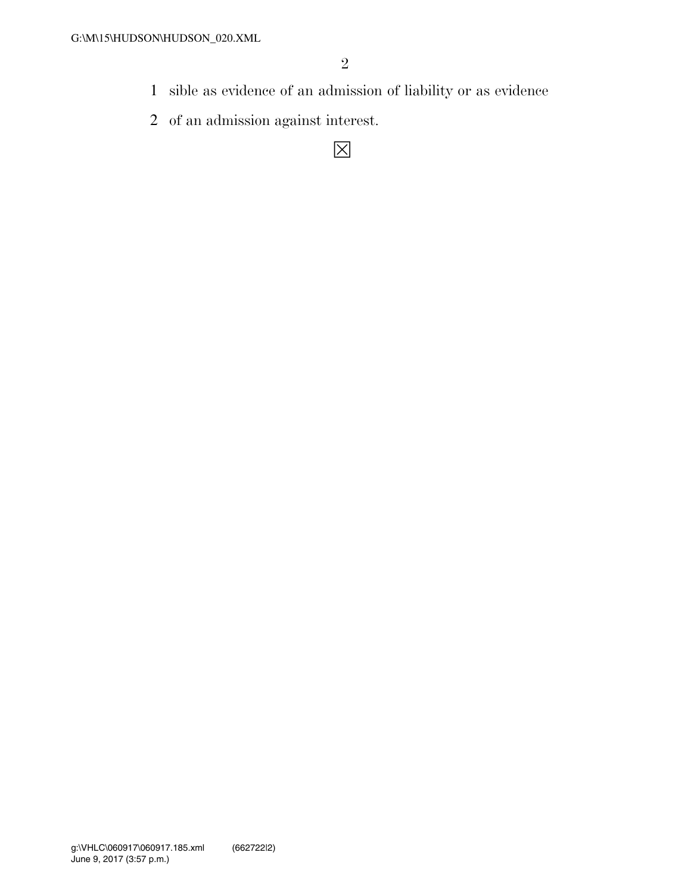sible as evidence of an admission of liability or as evidence of an admission against interest.